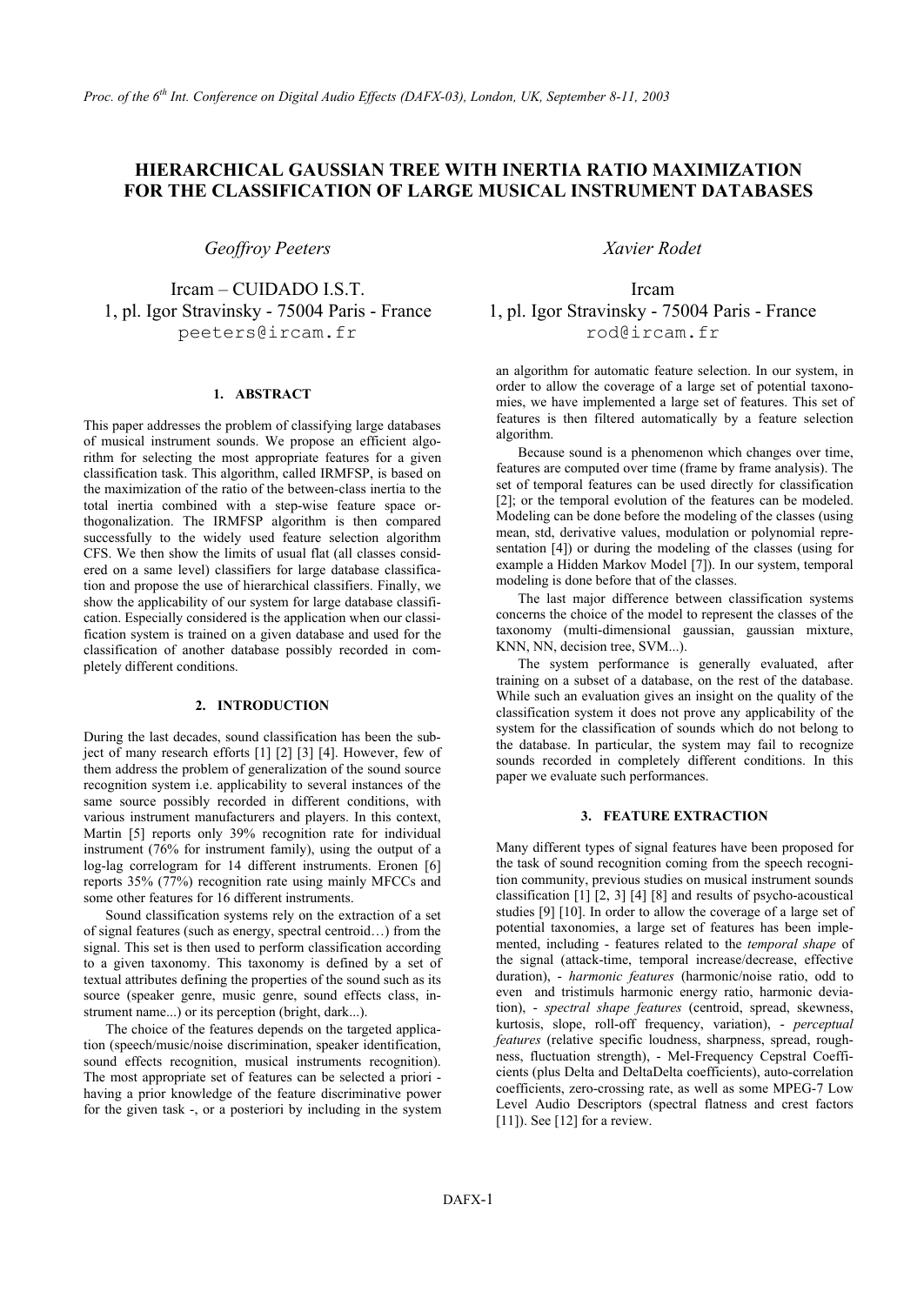# HIERARCHICAL GAUSSIAN TREE WITH INERTIA RATIO MAXIMIZATION FOR THE CLASSIFICATION OF LARGE MUSICAL INSTRUMENT DATABASES

*Geoffroy Peeters*

Ircam – CUIDADO I.S.T.
1, pl. Igor Stravinsky - 75004 Paris - France
peeters@ircam.fr

*Xavier Rodet*

Ircam
1, pl. Igor Stravinsky - 75004 Paris - France
rod@ircam.fr

## 1. ABSTRACT

This paper addresses the problem of classifying large databases of musical instrument sounds. We propose an efficient algorithm for selecting the most appropriate features for a given classification task. This algorithm, called IRMFSP, is based on the maximization of the ratio of the between-class inertia to the total inertia combined with a step-wise feature space orthogonalization. The IRMFSP algorithm is then compared successfully to the widely used feature selection algorithm CFS. We then show the limits of usual flat (all classes considered on a same level) classifiers for large database classification and propose the use of hierarchical classifiers. Finally, we show the applicability of our system for large database classification. Especially considered is the application when our classification system is trained on a given database and used for the classification of another database possibly recorded in completely different conditions.

## 2. INTRODUCTION

During the last decades, sound classification has been the subject of many research efforts [1] [2] [3] [4]. However, few of them address the problem of generalization of the sound source recognition system i.e. applicability to several instances of the same source possibly recorded in different conditions, with various instrument manufacturers and players. In this context, Martin [5] reports only 39% recognition rate for individual instrument (76% for instrument family), using the output of a log-lag correlogram for 14 different instruments. Eronen [6] reports 35% (77%) recognition rate using mainly MFCCs and some other features for 16 different instruments.

Sound classification systems rely on the extraction of a set of signal features (such as energy, spectral centroid…) from the signal. This set is then used to perform classification according to a given taxonomy. This taxonomy is defined by a set of textual attributes defining the properties of the sound such as its source (speaker genre, music genre, sound effects class, instrument name...) or its perception (bright, dark...).

The choice of the features depends on the targeted application (speech/music/noise discrimination, speaker identification, sound effects recognition, musical instruments recognition). The most appropriate set of features can be selected a priori - having a prior knowledge of the feature discriminative power for the given task -, or a posteriori by including in the system an algorithm for automatic feature selection. In our system, in order to allow the coverage of a large set of potential taxonomies, we have implemented a large set of features. This set of features is then filtered automatically by a feature selection algorithm.

Because sound is a phenomenon which changes over time, features are computed over time (frame by frame analysis). The set of temporal features can be used directly for classification [2]; or the temporal evolution of the features can be modeled. Modeling can be done before the modeling of the classes (using mean, std, derivative values, modulation or polynomial representation [4]) or during the modeling of the classes (using for example a Hidden Markov Model [7]). In our system, temporal modeling is done before that of the classes.

The last major difference between classification systems concerns the choice of the model to represent the classes of the taxonomy (multi-dimensional gaussian, gaussian mixture, KNN, NN, decision tree, SVM...).

The system performance is generally evaluated, after training on a subset of a database, on the rest of the database. While such an evaluation gives an insight on the quality of the classification system it does not prove any applicability of the system for the classification of sounds which do not belong to the database. In particular, the system may fail to recognize sounds recorded in completely different conditions. In this paper we evaluate such performances.

## 3. FEATURE EXTRACTION

Many different types of signal features have been proposed for the task of sound recognition coming from the speech recognition community, previous studies on musical instrument sounds classification [1] [2, 3] [4] [8] and results of psycho-acoustical studies [9] [10]. In order to allow the coverage of a large set of potential taxonomies, a large set of features has been implemented, including - features related to the *temporal shape* of the signal (attack-time, temporal increase/decrease, effective duration), - *harmonic features* (harmonic/noise ratio, odd to even and tristimulus harmonic energy ratio, harmonic deviation), - *spectral shape features* (centroid, spread, skewness, kurtosis, slope, roll-off frequency, variation), - *perceptual features* (relative specific loudness, sharpness, spread, roughness, fluctuation strength), - Mel-Frequency Cepstral Coefficients (plus Delta and DeltaDelta coefficients), auto-correlation coefficients, zero-crossing rate, as well as some MPEG-7 Low Level Audio Descriptors (spectral flatness and crest factors [11]). See [12] for a review.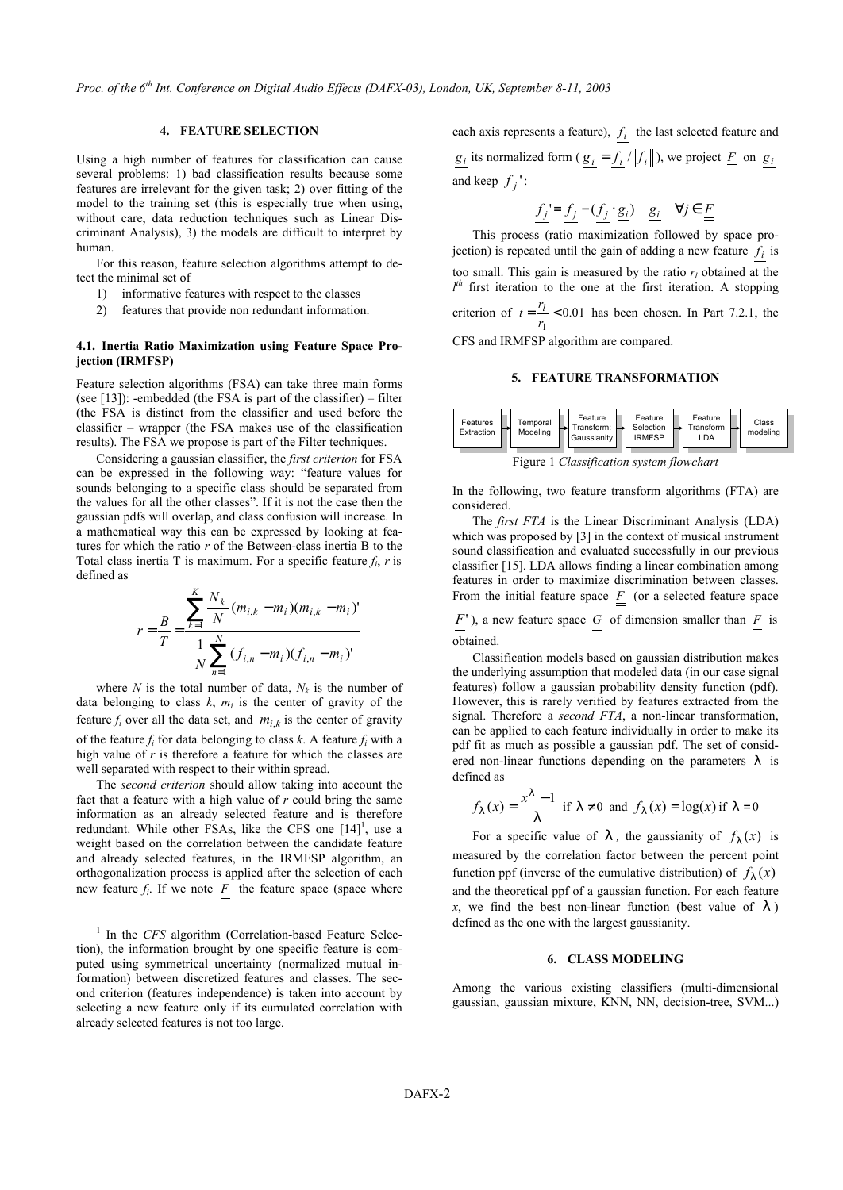## 4. FEATURE SELECTION

Using a high number of features for classification can cause several problems: 1) bad classification results because some features are irrelevant for the given task; 2) over fitting of the model to the training set (this is especially true when using, without care, data reduction techniques such as Linear Discriminant Analysis), 3) the models are difficult to interpret by human.

For this reason, feature selection algorithms attempt to detect the minimal set of

1) informative features with respect to the classes
2) features that provide non redundant information.

### 4.1. Inertia Ratio Maximization using Feature Space Projection (IRMFSP)

Feature selection algorithms (FSA) can take three main forms (see [13]): -embedded (the FSA is part of the classifier) – filter (the FSA is distinct from the classifier and used before the classifier – wrapper (the FSA makes use of the classification results). The FSA we propose is part of the Filter techniques.

Considering a gaussian classifier, the *first criterion* for FSA can be expressed in the following way: "feature values for sounds belonging to a specific class should be separated from the values for all the other classes". If it is not the case then the gaussian pdfs will overlap, and class confusion will increase. In a mathematical way this can be expressed by looking at features for which the ratio $r$ of the Between-class inertia B to the Total class inertia T is maximum. For a specific feature $f_i$, $r$ is defined as

$$r = \frac{B}{T} = \frac{\sum_{k=1}^{K} \frac{N_k}{N}(m_{i,k} - m_i)(m_{i,k} - m_i)'}{\frac{1}{N}\sum_{n=1}^{N}(f_{i,n} - m_i)(f_{i,n} - m_i)'}$$

where $N$ is the total number of data, $N_k$ is the number of data belonging to class $k$, $m_i$ is the center of gravity of the feature $f_i$ over all the data set, and $m_{i,k}$ is the center of gravity of the feature $f_i$ for data belonging to class $k$. A feature $f_i$ with a high value of $r$ is therefore a feature for which the classes are well separated with respect to their within spread.

The *second criterion* should allow taking into account the fact that a feature with a high value of $r$ could bring the same information as an already selected feature and is therefore redundant. While other FSAs, like the CFS one [14][1], use a weight based on the correlation between the candidate feature and already selected features, in the IRMFSP algorithm, an orthogonalization process is applied after the selection of each new feature $f_i$. If we note $\underline{\underline{F}}$ the feature space (space where each axis represents a feature), $\underline{f_i}$ the last selected feature and $\underline{g_i}$ its normalized form ($\underline{g_i} = \underline{f_i}/\|\underline{f_i}\|$), we project $\underline{\underline{F}}$ on $\underline{g_i}$ and keep $\underline{f_j}'$:

$$\underline{f_j}' = \underline{f_j} - (\underline{f_j} \cdot \underline{g_i}) \quad \underline{g_i} \quad \forall j \in \underline{\underline{F}}$$

This process (ratio maximization followed by space projection) is repeated until the gain of adding a new feature $\underline{f_i}$ is too small. This gain is measured by the ratio $r_l$ obtained at the $l^{th}$ first iteration to the one at the first iteration. A stopping criterion of $t = \frac{r_l}{r_1} < 0.01$ has been chosen. In Part 7.2.1, the CFS and IRMFSP algorithm are compared.

[1] In the *CFS* algorithm (Correlation-based Feature Selection), the information brought by one specific feature is computed using symmetrical uncertainty (normalized mutual information) between discretized features and classes. The second criterion (features independence) is taken into account by selecting a new feature only if its cumulated correlation with already selected features is not too large.

## 5. FEATURE TRANSFORMATION

Features Extraction → Temporal Modeling → Feature Transform: Gaussianity → Feature Selection IRMFSP → Feature Transform LDA → Class modeling

Figure 1 *Classification system flowchart*

In the following, two feature transform algorithms (FTA) are considered.

The *first FTA* is the Linear Discriminant Analysis (LDA) which was proposed by [3] in the context of musical instrument sound classification and evaluated successfully in our previous classifier [15]. LDA allows finding a linear combination among features in order to maximize discrimination between classes. From the initial feature space $\underline{\underline{F}}$ (or a selected feature space $\underline{\underline{F}}'$), a new feature space $\underline{\underline{G}}$ of dimension smaller than $\underline{\underline{F}}$ is obtained.

Classification models based on gaussian distribution makes the underlying assumption that modeled data (in our case signal features) follow a gaussian probability density function (pdf). However, this is rarely verified by features extracted from the signal. Therefore a *second FTA*, a non-linear transformation, can be applied to each feature individually in order to make its pdf fit as much as possible a gaussian pdf. The set of considered non-linear functions depending on the parameters $\lambda$ is defined as

$$f_\lambda(x) = \frac{x^\lambda - 1}{\lambda} \text{ if } \lambda \neq 0 \text{ and } f_\lambda(x) = \log(x) \text{ if } \lambda = 0$$

For a specific value of $\lambda$, the gaussianity of $f_\lambda(x)$ is measured by the correlation factor between the percent point function ppf (inverse of the cumulative distribution) of $f_\lambda(x)$ and the theoretical ppf of a gaussian function. For each feature $x$, we find the best non-linear function (best value of $\lambda$) defined as the one with the largest gaussianity.

## 6. CLASS MODELING

Among the various existing classifiers (multi-dimensional gaussian, gaussian mixture, KNN, NN, decision-tree, SVM...)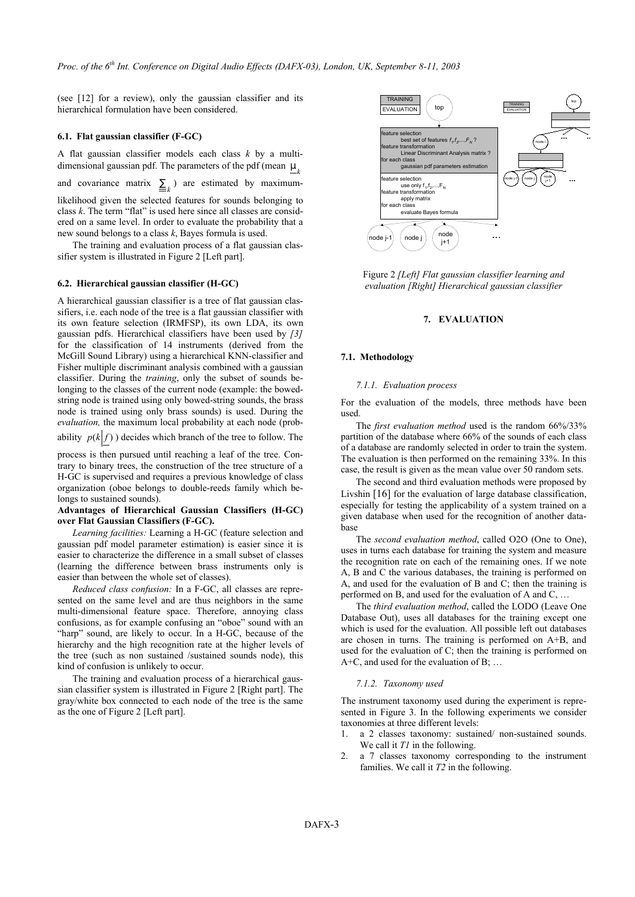(see [12] for a review), only the gaussian classifier and its hierarchical formulation have been considered.

### 6.1. Flat gaussian classifier (F-GC)

A flat gaussian classifier models each class $k$ by a multi-dimensional gaussian pdf. The parameters of the pdf (mean $\underline{\mu}_k$ and covariance matrix $\underline{\underline{\Sigma}}_k$) are estimated by maximum-likelihood given the selected features for sounds belonging to class $k$. The term "flat" is used here since all classes are considered on a same level. In order to evaluate the probability that a new sound belongs to a class $k$, Bayes formula is used.

The training and evaluation process of a flat gaussian classifier system is illustrated in Figure 2 [Left part].

### 6.2. Hierarchical gaussian classifier (H-GC)

A hierarchical gaussian classifier is a tree of flat gaussian classifiers, i.e. each node of the tree is a flat gaussian classifier with its own feature selection (IRMFSP), its own LDA, its own gaussian pdfs. Hierarchical classifiers have been used by *[3]* for the classification of 14 instruments (derived from the McGill Sound Library) using a hierarchical KNN-classifier and Fisher multiple discriminant analysis combined with a gaussian classifier. During the *training*, only the subset of sounds belonging to the classes of the current node (example: the bowed-string node is trained using only bowed-string sounds, the brass node is trained using only brass sounds) is used. During the *evaluation,* the maximum local probability at each node (probability $p(k|f)$) decides which branch of the tree to follow. The process is then pursued until reaching a leaf of the tree. Contrary to binary trees, the construction of the tree structure of a H-GC is supervised and requires a previous knowledge of class organization (oboe belongs to double-reeds family which belongs to sustained sounds).

**Advantages of Hierarchical Gaussian Classifiers (H-GC) over Flat Gaussian Classifiers (F-GC).**

*Learning facilities:* Learning a H-GC (feature selection and gaussian pdf model parameter estimation) is easier since it is easier to characterize the difference in a small subset of classes (learning the difference between brass instruments only is easier than between the whole set of classes).

*Reduced class confusion:* In a F-GC, all classes are represented on the same level and are thus neighbors in the same multi-dimensional feature space. Therefore, annoying class confusions, as for example confusing an "oboe" sound with an "harp" sound, are likely to occur. In a H-GC, because of the hierarchy and the high recognition rate at the higher levels of the tree (such as non sustained /sustained sounds node), this kind of confusion is unlikely to occur.

The training and evaluation process of a hierarchical gaussian classifier system is illustrated in Figure 2 [Right part]. The gray/white box connected to each node of the tree is the same as the one of Figure 2 [Left part].

TRAINING / EVALUATION — top

feature selection: best set of features $f_1, f_2, \ldots, F_N$ ?
feature transformation: Linear Discriminant Analysis matrix ?
for each class: gaussian pdf parameters estimation

feature selection: use only $f_1, f_2, \ldots, F_N$
feature transformation: apply matrix
for each class: evaluate Bayes formula

node j-1 | node j | node j+1 | …

Figure 2 *[Left] Flat gaussian classifier learning and evaluation [Right] Hierarchical gaussian classifier*

## 7. EVALUATION

### 7.1. Methodology

#### 7.1.1. Evaluation process

For the evaluation of the models, three methods have been used.

The *first evaluation method* used is the random 66%/33% partition of the database where 66% of the sounds of each class of a database are randomly selected in order to train the system. The evaluation is then performed on the remaining 33%. In this case, the result is given as the mean value over 50 random sets.

The second and third evaluation methods were proposed by Livshin [16] for the evaluation of large database classification, especially for testing the applicability of a system trained on a given database when used for the recognition of another database

The *second evaluation method*, called O2O (One to One), uses in turns each database for training the system and measure the recognition rate on each of the remaining ones. If we note A, B and C the various databases, the training is performed on A, and used for the evaluation of B and C; then the training is performed on B, and used for the evaluation of A and C, …

The *third evaluation method*, called the LODO (Leave One Database Out), uses all databases for the training except one which is used for the evaluation. All possible left out databases are chosen in turns. The training is performed on A+B, and used for the evaluation of C; then the training is performed on A+C, and used for the evaluation of B; …

#### 7.1.2. Taxonomy used

The instrument taxonomy used during the experiment is represented in Figure 3. In the following experiments we consider taxonomies at three different levels:

1. a 2 classes taxonomy: sustained/ non-sustained sounds. We call it *T1* in the following.
2. a 7 classes taxonomy corresponding to the instrument families. We call it *T2* in the following.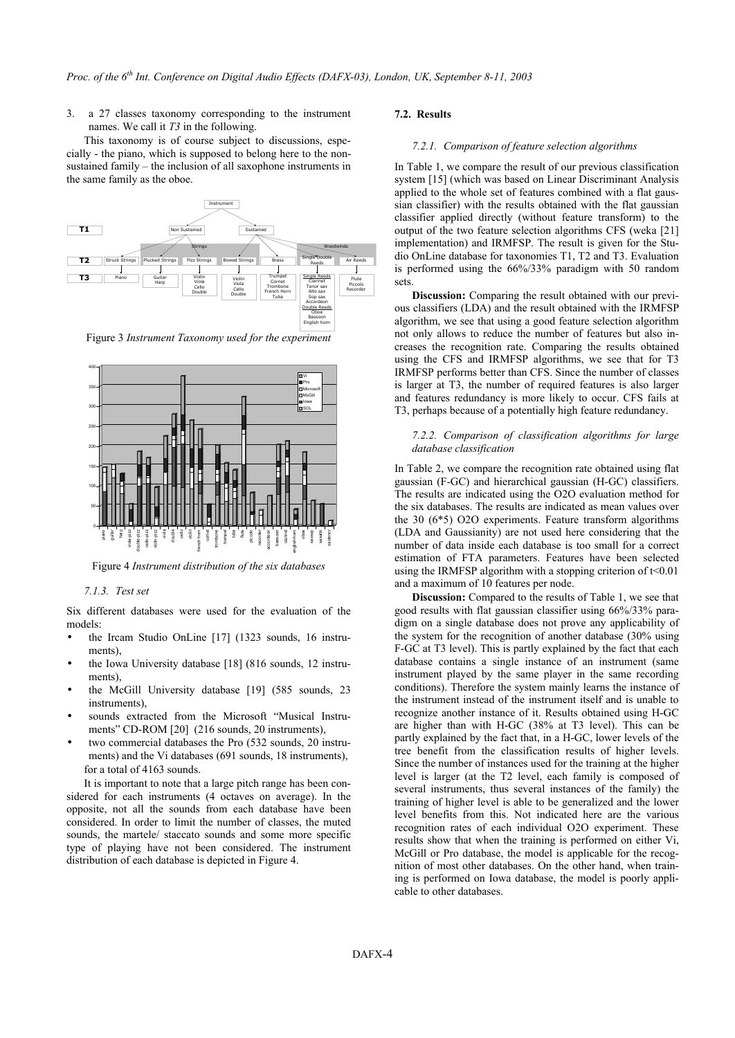3. a 27 classes taxonomy corresponding to the instrument names. We call it *T3* in the following.

This taxonomy is of course subject to discussions, especially - the piano, which is supposed to belong here to the non-sustained family – the inclusion of all saxophone instruments in the same family as the oboe.

Figure 3 *Instrument Taxonomy used for the experiment*

Figure 4 *Instrument distribution of the six databases*

#### 7.1.3. Test set

Six different databases were used for the evaluation of the models:

- the Ircam Studio OnLine [17] (1323 sounds, 16 instruments),
- the Iowa University database [18] (816 sounds, 12 instruments),
- the McGill University database [19] (585 sounds, 23 instruments),
- sounds extracted from the Microsoft "Musical Instruments" CD-ROM [20] (216 sounds, 20 instruments),
- two commercial databases the Pro (532 sounds, 20 instruments) and the Vi databases (691 sounds, 18 instruments), for a total of 4163 sounds.

It is important to note that a large pitch range has been considered for each instruments (4 octaves on average). In the opposite, not all the sounds from each database have been considered. In order to limit the number of classes, the muted sounds, the martele/ staccato sounds and some more specific type of playing have not been considered. The instrument distribution of each database is depicted in Figure 4.

### 7.2. Results

#### 7.2.1. Comparison of feature selection algorithms

In Table 1, we compare the result of our previous classification system [15] (which was based on Linear Discriminant Analysis applied to the whole set of features combined with a flat gaussian classifier) with the results obtained with the flat gaussian classifier applied directly (without feature transform) to the output of the two feature selection algorithms CFS (weka [21] implementation) and IRMFSP. The result is given for the Studio OnLine database for taxonomies T1, T2 and T3. Evaluation is performed using the 66%/33% paradigm with 50 random sets.

**Discussion:** Comparing the result obtained with our previous classifiers (LDA) and the result obtained with the IRMFSP algorithm, we see that using a good feature selection algorithm not only allows to reduce the number of features but also increases the recognition rate. Comparing the results obtained using the CFS and IRMFSP algorithms, we see that for T3 IRMFSP performs better than CFS. Since the number of classes is larger at T3, the number of required features is also larger and features redundancy is more likely to occur. CFS fails at T3, perhaps because of a potentially high feature redundancy.

#### 7.2.2. Comparison of classification algorithms for large database classification

In Table 2, we compare the recognition rate obtained using flat gaussian (F-GC) and hierarchical gaussian (H-GC) classifiers. The results are indicated using the O2O evaluation method for the six databases. The results are indicated as mean values over the 30 (6*5) O2O experiments. Feature transform algorithms (LDA and Gaussianity) are not used here considering that the number of data inside each database is too small for a correct estimation of FTA parameters. Features have been selected using the IRMFSP algorithm with a stopping criterion of $t<0.01$ and a maximum of 10 features per node.

**Discussion:** Compared to the results of Table 1, we see that good results with flat gaussian classifier using 66%/33% paradigm on a single database does not prove any applicability of the system for the recognition of another database (30% using F-GC at T3 level). This is partly explained by the fact that each database contains a single instance of an instrument (same instrument played by the same player in the same recording conditions). Therefore the system mainly learns the instance of the instrument instead of the instrument itself and is unable to recognize another instance of it. Results obtained using H-GC are higher than with H-GC (38% at T3 level). This can be partly explained by the fact that, in a H-GC, lower levels of the tree benefit from the classification results of higher levels. Since the number of instances used for the training at the higher level is larger (at the T2 level, each family is composed of several instruments, thus several instances of the family) the training of higher level is able to be generalized and the lower level benefits from this. Not indicated here are the various recognition rates of each individual O2O experiment. These results show that when the training is performed on either Vi, McGill or Pro database, the model is applicable for the recognition of most other databases. On the other hand, when training is performed on Iowa database, the model is poorly applicable to other databases.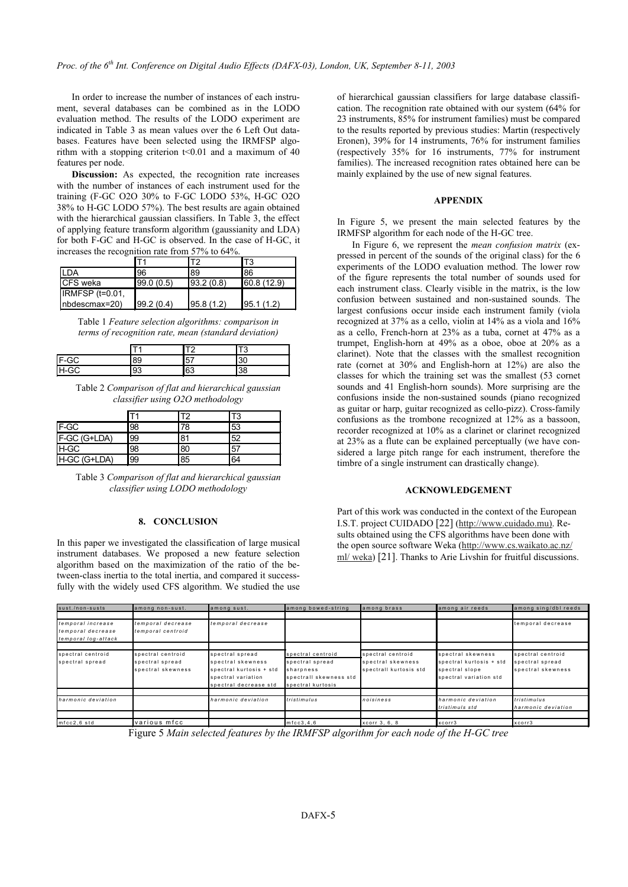In order to increase the number of instances of each instrument, several databases can be combined as in the LODO evaluation method. The results of the LODO experiment are indicated in Table 3 as mean values over the 6 Left Out databases. Features have been selected using the IRMFSP algorithm with a stopping criterion t<0.01 and a maximum of 40 features per node.

**Discussion:** As expected, the recognition rate increases with the number of instances of each instrument used for the training (F-GC O2O 30% to F-GC LODO 53%, H-GC O2O 38% to H-GC LODO 57%). The best results are again obtained with the hierarchical gaussian classifiers. In Table 3, the effect of applying feature transform algorithm (gaussianity and LDA) for both F-GC and H-GC is observed. In the case of H-GC, it increases the recognition rate from 57% to 64%.

| | T1 | T2 | T3 |
|---|---|---|---|
| LDA | 96 | 89 | 86 |
| CFS weka | 99.0 (0.5) | 93.2 (0.8) | 60.8 (12.9) |
| IRMFSP (t=0.01, nbdescmax=20) | 99.2 (0.4) | 95.8 (1.2) | 95.1 (1.2) |

Table 1 *Feature selection algorithms: comparison in terms of recognition rate, mean (standard deviation)*

| | T1 | T2 | T3 |
|---|---|---|---|
| F-GC | 89 | 57 | 30 |
| H-GC | 93 | 63 | 38 |

Table 2 *Comparison of flat and hierarchical gaussian classifier using O2O methodology*

| | T1 | T2 | T3 |
|---|---|---|---|
| F-GC | 98 | 78 | 53 |
| F-GC (G+LDA) | 99 | 81 | 52 |
| H-GC | 98 | 80 | 57 |
| H-GC (G+LDA) | 99 | 85 | 64 |

Table 3 *Comparison of flat and hierarchical gaussian classifier using LODO methodology*

## 8. CONCLUSION

In this paper we investigated the classification of large musical instrument databases. We proposed a new feature selection algorithm based on the maximization of the ratio of the between-class inertia to the total inertia, and compared it successfully with the widely used CFS algorithm. We studied the use of hierarchical gaussian classifiers for large database classification. The recognition rate obtained with our system (64% for 23 instruments, 85% for instrument families) must be compared to the results reported by previous studies: Martin (respectively Eronen), 39% for 14 instruments, 76% for instrument families (respectively 35% for 16 instruments, 77% for instrument families). The increased recognition rates obtained here can be mainly explained by the use of new signal features.

## APPENDIX

In Figure 5, we present the main selected features by the IRMFSP algorithm for each node of the H-GC tree.

In Figure 6, we represent the *mean confusion matrix* (expressed in percent of the sounds of the original class) for the 6 experiments of the LODO evaluation method. The lower row of the figure represents the total number of sounds used for each instrument class. Clearly visible in the matrix, is the low confusion between sustained and non-sustained sounds. The largest confusions occur inside each instrument family (viola recognized at 37% as a cello, violin at 14% as a viola and 16% as a cello, French-horn at 23% as a tuba, cornet at 47% as a trumpet, English-horn at 49% as a oboe, oboe at 20% as a clarinet). Note that the classes with the smallest recognition rate (cornet at 30% and English-horn at 12%) are also the classes for which the training set was the smallest (53 cornet sounds and 41 English-horn sounds). More surprising are the confusions inside the non-sustained sounds (piano recognized as guitar or harp, guitar recognized as cello-pizz). Cross-family confusions as the trombone recognized at 12% as a bassoon, recorder recognized at 10% as a clarinet or clarinet recognized at 23% as a flute can be explained perceptually (we have considered a large pitch range for each instrument, therefore the timbre of a single instrument can drastically change).

## ACKNOWLEDGEMENT

Part of this work was conducted in the context of the European I.S.T. project CUIDADO [22] (http://www.cuidado.mu). Results obtained using the CFS algorithms have been done with the open source software Weka (http://www.cs.waikato.ac.nz/ml/ weka) [21]. Thanks to Arie Livshin for fruitful discussions.

| sust./non-susts | among non-sust. | among sust. | among bowed-string | among brass | among air reeds | among sing/dbl reeds |
|---|---|---|---|---|---|---|
| temporal increase<br>temporal decrease<br>temporal log-attack | temporal decrease<br>temporal centroid | temporal decrease | | | | temporal decrease |
| spectral centroid<br>spectral spread | spectral centroid<br>spectral spread<br>spectral skewness | spectral spread<br>spectral skewness<br>spectral kurtosis + std<br>spectral variation<br>spectral decrease std | spectral centroid<br>spectral spread<br>sharpness<br>spectrall skewness std<br>spectral kurtosis | spectral centroid<br>spectral skewness<br>spectrall kurtosis std | spectral skewness<br>spectral kurtosis + std<br>spectral slope<br>spectral variation std | spectral centroid<br>spectral spread<br>spectral skewness |
| harmonic deviation | | harmonic deviation | tristimulus | noisiness | harmonic deviation<br>tristimuls std | tristimulus<br>harmonic deviation |
| mfcc2,6 std | various mfcc | | mfcc3,4,6 | xcorr 3, 6, 8 | xcorr3 | xcorr3 |

Figure 5 *Main selected features by the IRMFSP algorithm for each node of the H-GC tree*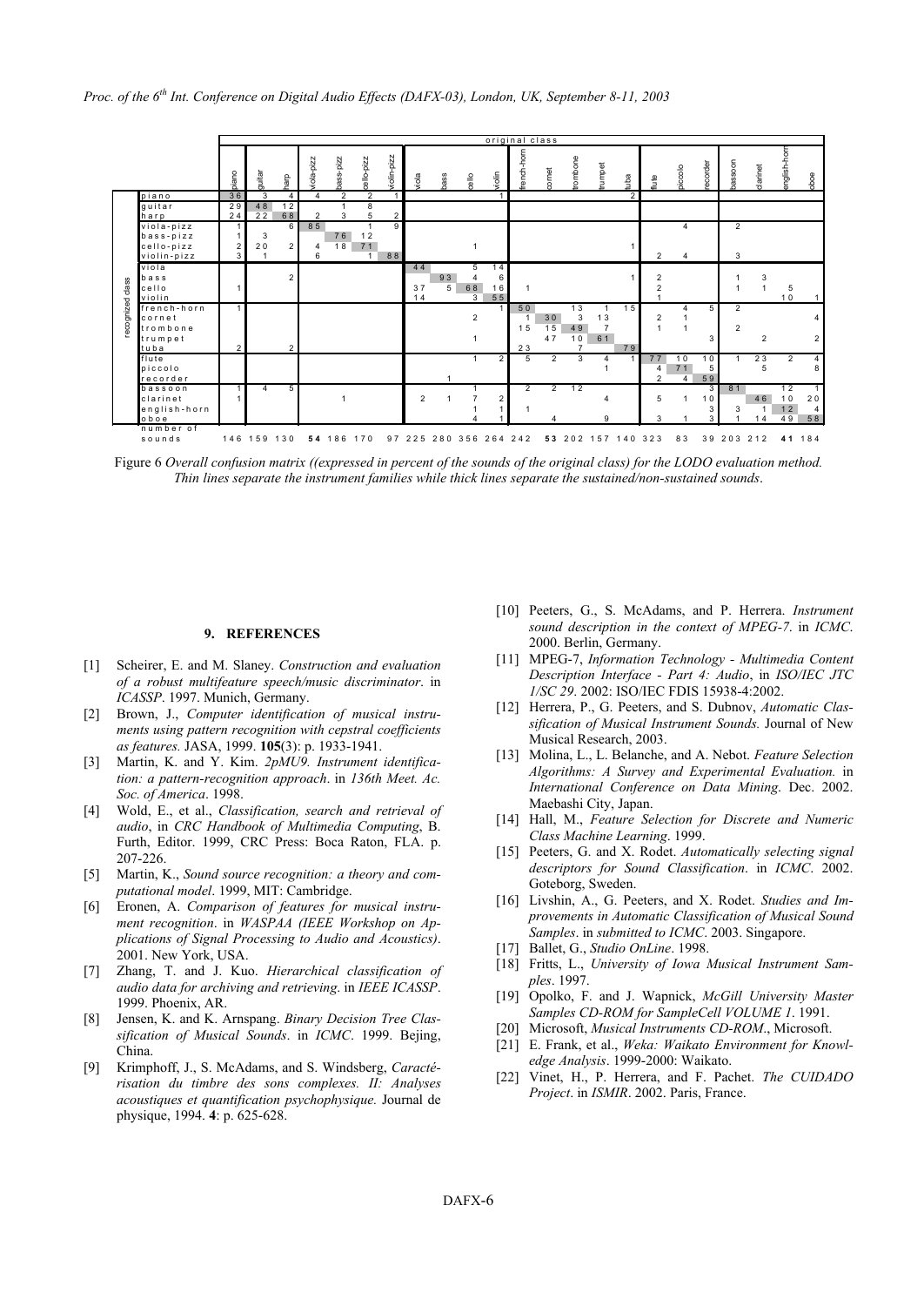| recognized class \ original class | piano | guitar | harp | viola-pizz | bass-pizz | cello-pizz | violin-pizz | viola | bass | cello | violin | french-horn | cornet | trombone | trumpet | tuba | flute | piccolo | recorder | bassoon | clarinet | english-horn | oboe |
|---|---|---|---|---|---|---|---|---|---|---|---|---|---|---|---|---|---|---|---|---|---|---|---|
| piano | 36 | 3 | 4 | 4 | 2 | 2 | 1 | | | | 1 | | | | | 2 | | | | | | | |
| guitar | 29 | 48 | 12 | | 1 | 8 | 1 | | | | | | | | | | | | | | | | |
| harp | 24 | 22 | 68 | 2 | 3 | 5 | 2 | | | | | | | | | | | | | | | | |
| viola-pizz | 1 | | 6 | 85 | | 1 | 9 | | | | | | | | | | | 4 | | 2 | | | |
| bass-pizz | 1 | 3 | | | 76 | 12 | | | | | | | | | | | | | | | | | |
| cello-pizz | 2 | 20 | 2 | 4 | 18 | 71 | | | | 1 | | | | | | 1 | | | | | | | |
| violin-pizz | 3 | 1 | | 6 | | 1 | 88 | | | | | | | | | | 2 | 4 | | 3 | | | |
| viola | | | | | | | | 44 | | 5 | 14 | | | | | | | | | | | | |
| bass | | | 2 | | | | | | 93 | 4 | 6 | | | | | 1 | 2 | | | 1 | 3 | | |
| cello | 1 | | | | | | | 37 | 5 | 68 | 16 | 1 | | | | | 2 | | | 1 | 1 | 5 | |
| violin | | | | | | | | 14 | | 3 | 55 | | | | | | 1 | | | | | 10 | 1 |
| french-horn | 1 | | | | | | | | | | 1 | 50 | | 13 | 1 | 15 | | 4 | 5 | 2 | | | |
| cornet | | | | | | | | | | 2 | | 1 | 30 | 3 | 13 | | 2 | 1 | | | | | 4 |
| trombone | | | | | | | | | | | | 15 | 15 | 49 | 7 | | 1 | 1 | | 2 | | | |
| trumpet | | | | | | | | | | 1 | | | 47 | 10 | 61 | | | | 3 | | 2 | | 2 |
| tuba | 2 | | 2 | | | | | | | | | 23 | | 7 | | 79 | | | | | | | |
| flute | | | | | | | | | | 1 | 2 | 5 | 2 | 3 | 4 | 1 | 77 | 10 | 10 | 1 | 23 | 2 | 4 |
| piccolo | | | | | | | | | | | | | | | 1 | | 4 | 71 | 5 | | 5 | | 8 |
| recorder | | | | | | | | | 1 | | | | | | | | 2 | 4 | 59 | | | | |
| bassoon | 1 | 4 | 5 | | | | | | | 1 | | 2 | 2 | 12 | | | | | 3 | 81 | | 12 | 1 |
| clarinet | 1 | | | | | 1 | | 2 | 1 | 7 | 2 | | | | 4 | | 5 | 1 | 10 | | 46 | 10 | 20 |
| english-horn | | | | | | | | | | 1 | 1 | 1 | | | | | | | 3 | 3 | 1 | 12 | 4 |
| oboe | | | | | | | | | | 4 | 1 | | 4 | | 9 | | 3 | 1 | 3 | 1 | 14 | 49 | 58 |
| number of sounds | 146 | 159 | 130 | 54 | 186 | 170 | 97 | 225 | 280 | 356 | 264 | 242 | 53 | 202 | 157 | 140 | 323 | 83 | 39 | 203 | 212 | 41 | 184 |

Figure 6 *Overall confusion matrix ((expressed in percent of the sounds of the original class) for the LODO evaluation method. Thin lines separate the instrument families while thick lines separate the sustained/non-sustained sounds*.

## 9. REFERENCES

[1] Scheirer, E. and M. Slaney. *Construction and evaluation of a robust multifeature speech/music discriminator*. in *ICASSP*. 1997. Munich, Germany.

[2] Brown, J., *Computer identification of musical instruments using pattern recognition with cepstral coefficients as features.* JASA, 1999. **105**(3): p. 1933-1941.

[3] Martin, K. and Y. Kim. *2pMU9. Instrument identification: a pattern-recognition approach*. in *136th Meet. Ac. Soc. of America*. 1998.

[4] Wold, E., et al., *Classification, search and retrieval of audio*, in *CRC Handbook of Multimedia Computing*, B. Furth, Editor. 1999, CRC Press: Boca Raton, FLA. p. 207-226.

[5] Martin, K., *Sound source recognition: a theory and computational model*. 1999, MIT: Cambridge.

[6] Eronen, A. *Comparison of features for musical instrument recognition*. in *WASPAA (IEEE Workshop on Applications of Signal Processing to Audio and Acoustics)*. 2001. New York, USA.

[7] Zhang, T. and J. Kuo. *Hierarchical classification of audio data for archiving and retrieving*. in *IEEE ICASSP*. 1999. Phoenix, AR.

[8] Jensen, K. and K. Arnspang. *Binary Decision Tree Classification of Musical Sounds*. in *ICMC*. 1999. Bejing, China.

[9] Krimphoff, J., S. McAdams, and S. Windsberg, *Caractérisation du timbre des sons complexes. II: Analyses acoustiques et quantification psychophysique.* Journal de physique, 1994. **4**: p. 625-628.

[10] Peeters, G., S. McAdams, and P. Herrera. *Instrument sound description in the context of MPEG-7*. in *ICMC*. 2000. Berlin, Germany.

[11] MPEG-7, *Information Technology - Multimedia Content Description Interface - Part 4: Audio*, in *ISO/IEC JTC 1/SC 29*. 2002: ISO/IEC FDIS 15938-4:2002.

[12] Herrera, P., G. Peeters, and S. Dubnov, *Automatic Classification of Musical Instrument Sounds.* Journal of New Musical Research, 2003.

[13] Molina, L., L. Belanche, and A. Nebot. *Feature Selection Algorithms: A Survey and Experimental Evaluation.* in *International Conference on Data Mining*. Dec. 2002. Maebashi City, Japan.

[14] Hall, M., *Feature Selection for Discrete and Numeric Class Machine Learning*. 1999.

[15] Peeters, G. and X. Rodet. *Automatically selecting signal descriptors for Sound Classification*. in *ICMC*. 2002. Goteborg, Sweden.

[16] Livshin, A., G. Peeters, and X. Rodet. *Studies and Improvements in Automatic Classification of Musical Sound Samples*. in *submitted to ICMC*. 2003. Singapore.

[17] Ballet, G., *Studio OnLine*. 1998.

[18] Fritts, L., *University of Iowa Musical Instrument Samples*. 1997.

[19] Opolko, F. and J. Wapnick, *McGill University Master Samples CD-ROM for SampleCell VOLUME 1*. 1991.

[20] Microsoft, *Musical Instruments CD-ROM*., Microsoft.

[21] E. Frank, et al., *Weka: Waikato Environment for Knowledge Analysis*. 1999-2000: Waikato.

[22] Vinet, H., P. Herrera, and F. Pachet. *The CUIDADO Project*. in *ISMIR*. 2002. Paris, France.